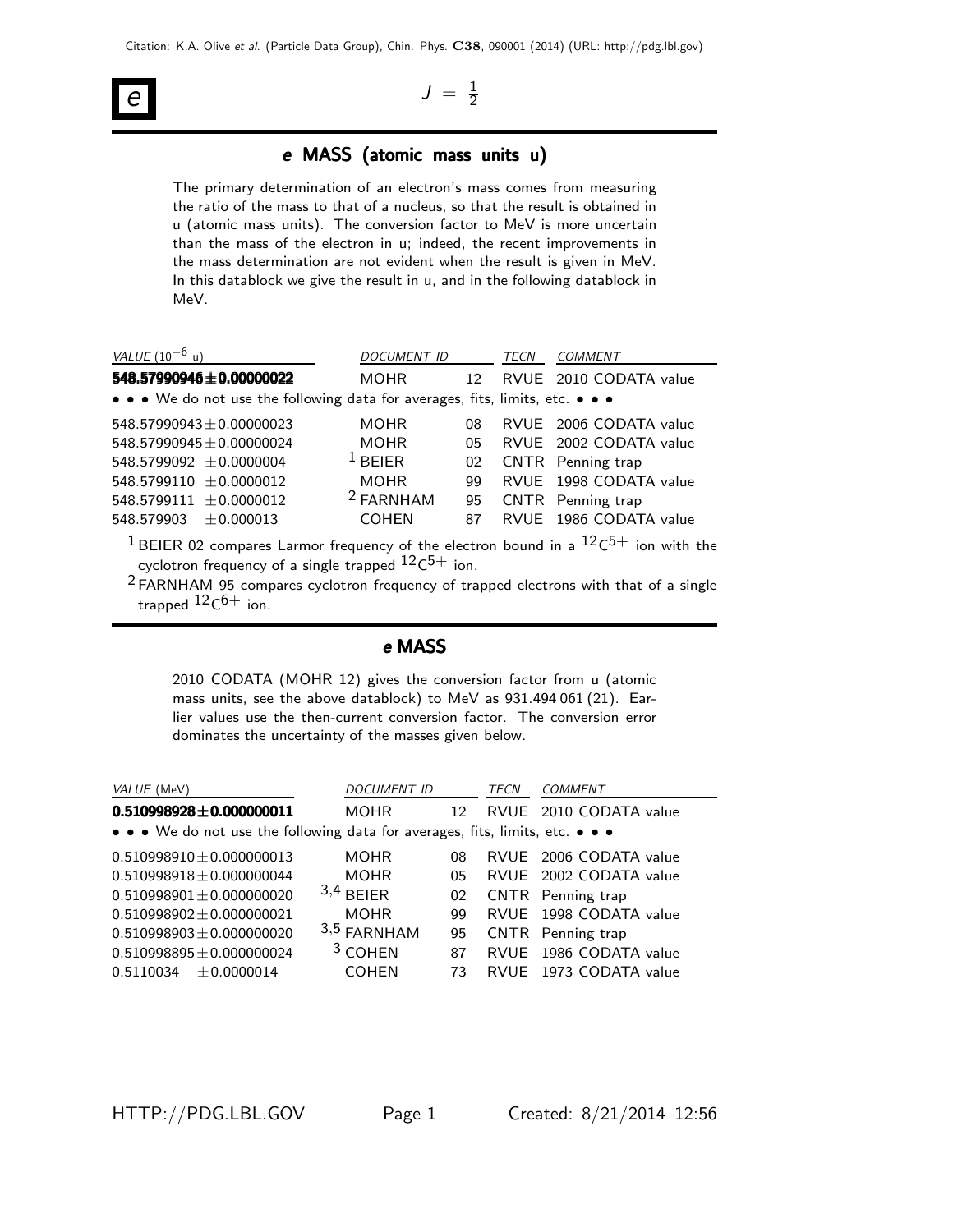# $e$ 

$J = \frac{1}{2}$

## $e$ MASS (atomic mass units u)

The primary determination of an electron's mass comes from measuring the ratio of the mass to that of a nucleus, so that the result is obtained in u (atomic mass units). The conversion factor to MeV is more uncertain than the mass of the electron in u; indeed, the recent improvements in the mass determination are not evident when the result is given in MeV. In this datablock we give the result in u, and in the following datablock in MeV.

| VALUE ($10^{-6}$ u) | DOCUMENT ID | | TECN | COMMENT |
|---|---|---|---|---|
| **548.57990946±0.00000022** | MOHR | 12 | RVUE | 2010 CODATA value |
| • • • We do not use the following data for averages, fits, limits, etc. • • • | | | | |
| 548.57990943±0.00000023 | MOHR | 08 | RVUE | 2006 CODATA value |
| 548.57990945±0.00000024 | MOHR | 05 | RVUE | 2002 CODATA value |
| 548.5799092 ±0.0000004 | [1] BEIER | 02 | CNTR | Penning trap |
| 548.5799110 ±0.0000012 | MOHR | 99 | RVUE | 1998 CODATA value |
| 548.5799111 ±0.0000012 | [2] FARNHAM | 95 | CNTR | Penning trap |
| 548.579903 ±0.000013 | COHEN | 87 | RVUE | 1986 CODATA value |

[1] BEIER 02 compares Larmor frequency of the electron bound in a $^{12}C^{5+}$ ion with the cyclotron frequency of a single trapped $^{12}C^{5+}$ ion.

[2] FARNHAM 95 compares cyclotron frequency of trapped electrons with that of a single trapped $^{12}C^{6+}$ ion.

## $e$ MASS

2010 CODATA (MOHR 12) gives the conversion factor from u (atomic mass units, see the above datablock) to MeV as 931.494 061 (21). Earlier values use the then-current conversion factor. The conversion error dominates the uncertainty of the masses given below.

| VALUE (MeV) | DOCUMENT ID | | TECN | COMMENT |
|---|---|---|---|---|
| **0.510998928±0.000000011** | MOHR | 12 | RVUE | 2010 CODATA value |
| • • • We do not use the following data for averages, fits, limits, etc. • • • | | | | |
| 0.510998910±0.000000013 | MOHR | 08 | RVUE | 2006 CODATA value |
| 0.510998918±0.000000044 | MOHR | 05 | RVUE | 2002 CODATA value |
| 0.510998901±0.000000020 | [3,4] BEIER | 02 | CNTR | Penning trap |
| 0.510998902±0.000000021 | MOHR | 99 | RVUE | 1998 CODATA value |
| 0.510998903±0.000000020 | [3,5] FARNHAM | 95 | CNTR | Penning trap |
| 0.510998895±0.000000024 | [3] COHEN | 87 | RVUE | 1986 CODATA value |
| 0.5110034 ±0.0000014 | COHEN | 73 | RVUE | 1973 CODATA value |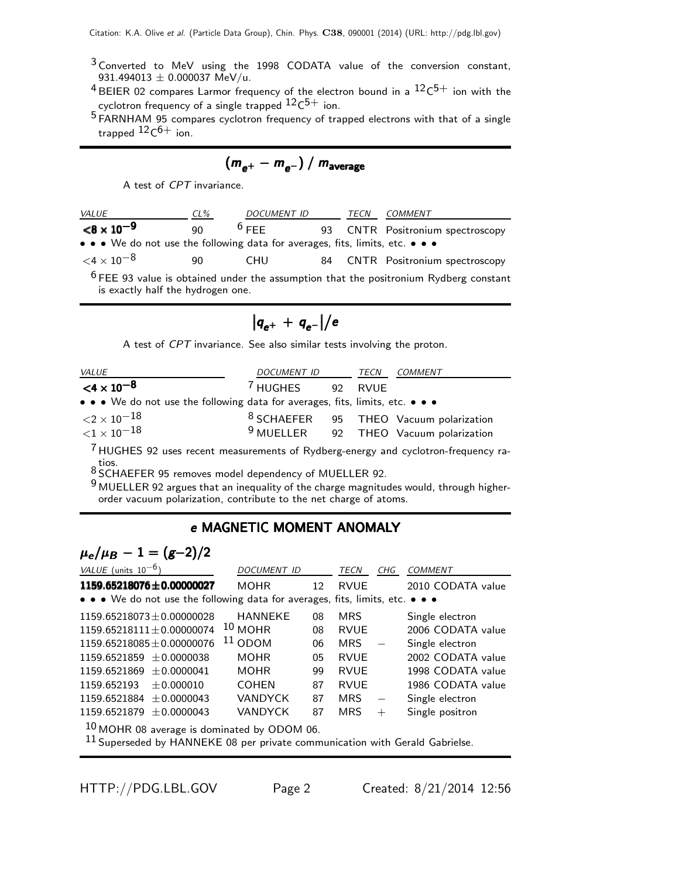[3] Converted to MeV using the 1998 CODATA value of the conversion constant, 931.494013 ± 0.000037 MeV/u.

[4] BEIER 02 compares Larmor frequency of the electron bound in a $^{12}C^{5+}$ ion with the cyclotron frequency of a single trapped $^{12}C^{5+}$ ion.

[5] FARNHAM 95 compares cyclotron frequency of trapped electrons with that of a single trapped $^{12}C^{6+}$ ion.

## $(m_{e^+} - m_{e^-}) / m_{\text{average}}$

A test of *CPT* invariance.

| *VALUE* | *CL%* | *DOCUMENT ID* | | *TECN* | *COMMENT* |
|---|---|---|---|---|---|
| **$<8 \times 10^{-9}$** | 90 | [6] FEE | 93 | CNTR | Positronium spectroscopy |
| • • • We do not use the following data for averages, fits, limits, etc. • • • | | | | | |
| $<4 \times 10^{-8}$ | 90 | CHU | 84 | CNTR | Positronium spectroscopy |

[6] FEE 93 value is obtained under the assumption that the positronium Rydberg constant is exactly half the hydrogen one.

## $|q_{e^+} + q_{e^-}|/e$

A test of *CPT* invariance. See also similar tests involving the proton.

| *VALUE* | *DOCUMENT ID* | | *TECN* | *COMMENT* |
|---|---|---|---|---|
| **$<4 \times 10^{-8}$** | [7] HUGHES | 92 | RVUE | |
| • • • We do not use the following data for averages, fits, limits, etc. • • • | | | | |
| $<2 \times 10^{-18}$ | [8] SCHAEFER | 95 | THEO | Vacuum polarization |
| $<1 \times 10^{-18}$ | [9] MUELLER | 92 | THEO | Vacuum polarization |

[7] HUGHES 92 uses recent measurements of Rydberg-energy and cyclotron-frequency ratios.

[8] SCHAEFER 95 removes model dependency of MUELLER 92.

[9] MUELLER 92 argues that an inequality of the charge magnitudes would, through higher-order vacuum polarization, contribute to the net charge of atoms.

## *e* MAGNETIC MOMENT ANOMALY

### $\mu_e/\mu_B - 1 = (g-2)/2$

| *VALUE* (units $10^{-6}$) | *DOCUMENT ID* | | *TECN* | *CHG* | *COMMENT* |
|---|---|---|---|---|---|
| **1159.65218076±0.00000027** | MOHR | 12 | RVUE | | 2010 CODATA value |
| • • • We do not use the following data for averages, fits, limits, etc. • • • | | | | | |
| 1159.65218073±0.00000028 | HANNEKE | 08 | MRS | | Single electron |
| 1159.65218111±0.00000074 | [10] MOHR | 08 | RVUE | | 2006 CODATA value |
| 1159.65218085±0.00000076 | [11] ODOM | 06 | MRS | − | Single electron |
| 1159.6521859 ±0.0000038 | MOHR | 05 | RVUE | | 2002 CODATA value |
| 1159.6521869 ±0.0000041 | MOHR | 99 | RVUE | | 1998 CODATA value |
| 1159.652193 ±0.000010 | COHEN | 87 | RVUE | | 1986 CODATA value |
| 1159.6521884 ±0.0000043 | VANDYCK | 87 | MRS | − | Single electron |
| 1159.6521879 ±0.0000043 | VANDYCK | 87 | MRS | + | Single positron |

[10] MOHR 08 average is dominated by ODOM 06.

[11] Superseded by HANNEKE 08 per private communication with Gerald Gabrielse.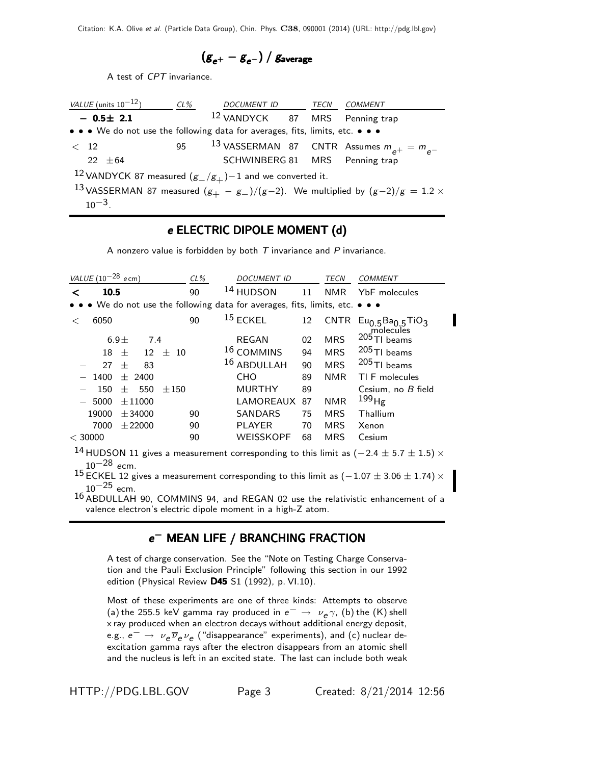## $(g_{e^+} - g_{e^-}) \,/\, g_{\text{average}}$

A test of *CPT* invariance.

| VALUE (units $10^{-12}$) | CL% | DOCUMENT ID | | TECN | COMMENT |
|---|---|---|---|---|---|
| **$-$ 0.5$\pm$ 2.1** | | [12] VANDYCK | 87 | MRS | Penning trap |
| • • • We do not use the following data for averages, fits, limits, etc. • • • | | | | | |
| $<$ 12 | 95 | [13] VASSERMAN | 87 | CNTR | Assumes $m_{e^+} = m_{e^-}$ |
| 22 $\pm$64 | | SCHWINBERG | 81 | MRS | Penning trap |

[12] VANDYCK 87 measured $(g_-/g_+)-1$ and we converted it.

[13] VASSERMAN 87 measured $(g_+ - g_-)/(g-2)$. We multiplied by $(g-2)/g = 1.2 \times 10^{-3}$.

## *e* ELECTRIC DIPOLE MOMENT (*d*)

A nonzero value is forbidden by both *T* invariance and *P* invariance.

| VALUE ($10^{-28}$ *e* cm) | CL% | DOCUMENT ID | | TECN | COMMENT |
|---|---|---|---|---|---|
| **$<$ 10.5** | 90 | [14] HUDSON | 11 | NMR | YbF molecules |
| • • • We do not use the following data for averages, fits, limits, etc. • • • | | | | | |
| $<$ 6050 | 90 | [15] ECKEL | 12 | CNTR | $Eu_{0.5}Ba_{0.5}TiO_3$ molecules |
| 6.9$\pm$ 7.4 | | REGAN | 02 | MRS | $^{205}$Tl beams |
| 18 $\pm$ 12 $\pm$ 10 | | [16] COMMINS | 94 | MRS | $^{205}$Tl beams |
| $-$ 27 $\pm$ 83 | | [16] ABDULLAH | 90 | MRS | $^{205}$Tl beams |
| $-$ 1400 $\pm$ 2400 | | CHO | 89 | NMR | Tl F molecules |
| $-$ 150 $\pm$ 550 $\pm$150 | | MURTHY | 89 | | Cesium, no *B* field |
| $-$ 5000 $\pm$11000 | | LAMOREAUX | 87 | NMR | $^{199}$Hg |
| 19000 $\pm$34000 | 90 | SANDARS | 75 | MRS | Thallium |
| 7000 $\pm$22000 | 90 | PLAYER | 70 | MRS | Xenon |
| $<$ 30000 | 90 | WEISSKOPF | 68 | MRS | Cesium |

[14] HUDSON 11 gives a measurement corresponding to this limit as $(-2.4 \pm 5.7 \pm 1.5) \times 10^{-28}$ *e*cm.

[15] ECKEL 12 gives a measurement corresponding to this limit as $(-1.07 \pm 3.06 \pm 1.74) \times 10^{-25}$ *e*cm.

[16] ABDULLAH 90, COMMINS 94, and REGAN 02 use the relativistic enhancement of a valence electron's electric dipole moment in a high-Z atom.

## $e^-$ MEAN LIFE / BRANCHING FRACTION

A test of charge conservation. See the "Note on Testing Charge Conservation and the Pauli Exclusion Principle" following this section in our 1992 edition (Physical Review **D45** S1 (1992), p. VI.10).

Most of these experiments are one of three kinds: Attempts to observe (a) the 255.5 keV gamma ray produced in $e^- \rightarrow \nu_e \gamma$, (b) the (K) shell x ray produced when an electron decays without additional energy deposit, e.g., $e^- \rightarrow \nu_e \overline{\nu}_e \nu_e$ ("disappearance" experiments), and (c) nuclear deexcitation gamma rays after the electron disappears from an atomic shell and the nucleus is left in an excited state. The last can include both weak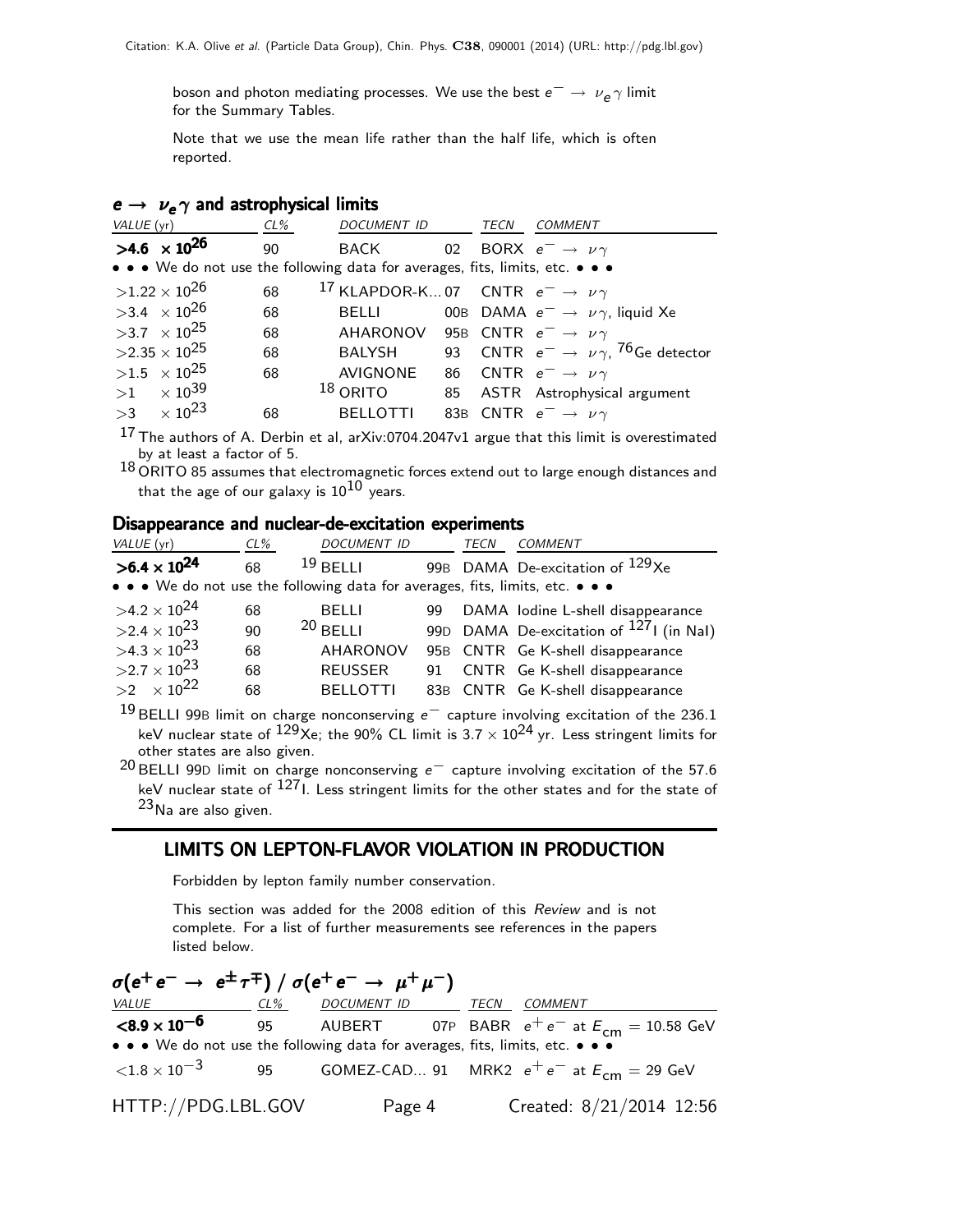boson and photon mediating processes. We use the best $e^- \rightarrow \nu_e \gamma$ limit for the Summary Tables.

Note that we use the mean life rather than the half life, which is often reported.

### $e \rightarrow \nu_e \gamma$ and astrophysical limits

| VALUE (yr) | CL% | DOCUMENT ID | | TECN | COMMENT |
|---|---|---|---|---|---|
| **>4.6 × 10^26** | 90 | BACK | 02 | BORX | $e^- \rightarrow \nu \gamma$ |
| • • • We do not use the following data for averages, fits, limits, etc. • • • | | | | | |
| $>1.22 \times 10^{26}$ | 68 | [17] KLAPDOR-K... | 07 | CNTR | $e^- \rightarrow \nu \gamma$ |
| $>3.4 \times 10^{26}$ | 68 | BELLI | 00B | DAMA | $e^- \rightarrow \nu \gamma$, liquid Xe |
| $>3.7 \times 10^{25}$ | 68 | AHARONOV | 95B | CNTR | $e^- \rightarrow \nu \gamma$ |
| $>2.35 \times 10^{25}$ | 68 | BALYSH | 93 | CNTR | $e^- \rightarrow \nu \gamma$, $^{76}$Ge detector |
| $>1.5 \times 10^{25}$ | 68 | AVIGNONE | 86 | CNTR | $e^- \rightarrow \nu \gamma$ |
| $>1 \times 10^{39}$ | | [18] ORITO | 85 | ASTR | Astrophysical argument |
| $>3 \times 10^{23}$ | 68 | BELLOTTI | 83B | CNTR | $e^- \rightarrow \nu \gamma$ |

[17] The authors of A. Derbin et al, arXiv:0704.2047v1 argue that this limit is overestimated by at least a factor of 5.

[18] ORITO 85 assumes that electromagnetic forces extend out to large enough distances and that the age of our galaxy is $10^{10}$ years.

### Disappearance and nuclear-de-excitation experiments

| VALUE (yr) | CL% | DOCUMENT ID | | TECN | COMMENT |
|---|---|---|---|---|---|
| **>6.4 × 10^24** | 68 | [19] BELLI | 99B | DAMA | De-excitation of $^{129}$Xe |
| • • • We do not use the following data for averages, fits, limits, etc. • • • | | | | | |
| $>4.2 \times 10^{24}$ | 68 | BELLI | 99 | DAMA | Iodine L-shell disappearance |
| $>2.4 \times 10^{23}$ | 90 | [20] BELLI | 99D | DAMA | De-excitation of $^{127}$I (in NaI) |
| $>4.3 \times 10^{23}$ | 68 | AHARONOV | 95B | CNTR | Ge K-shell disappearance |
| $>2.7 \times 10^{23}$ | 68 | REUSSER | 91 | CNTR | Ge K-shell disappearance |
| $>2 \times 10^{22}$ | 68 | BELLOTTI | 83B | CNTR | Ge K-shell disappearance |

[19] BELLI 99B limit on charge nonconserving $e^-$ capture involving excitation of the 236.1 keV nuclear state of $^{129}$Xe; the 90% CL limit is $3.7 \times 10^{24}$ yr. Less stringent limits for other states are also given.

[20] BELLI 99D limit on charge nonconserving $e^-$ capture involving excitation of the 57.6 keV nuclear state of $^{127}$I. Less stringent limits for the other states and for the state of $^{23}$Na are also given.

## LIMITS ON LEPTON-FLAVOR VIOLATION IN PRODUCTION

Forbidden by lepton family number conservation.

This section was added for the 2008 edition of this *Review* and is not complete. For a list of further measurements see references in the papers listed below.

### $\sigma(e^+ e^- \rightarrow e^\pm \tau^\mp) / \sigma(e^+ e^- \rightarrow \mu^+ \mu^-)$

| VALUE | CL% | DOCUMENT ID | | TECN | COMMENT |
|---|---|---|---|---|---|
| **<8.9 × 10^−6** | 95 | AUBERT | 07P | BABR | $e^+ e^-$ at $E_{cm} = 10.58$ GeV |
| • • • We do not use the following data for averages, fits, limits, etc. • • • | | | | | |
| $<1.8 \times 10^{-3}$ | 95 | GOMEZ-CAD... | 91 | MRK2 | $e^+ e^-$ at $E_{cm} = 29$ GeV |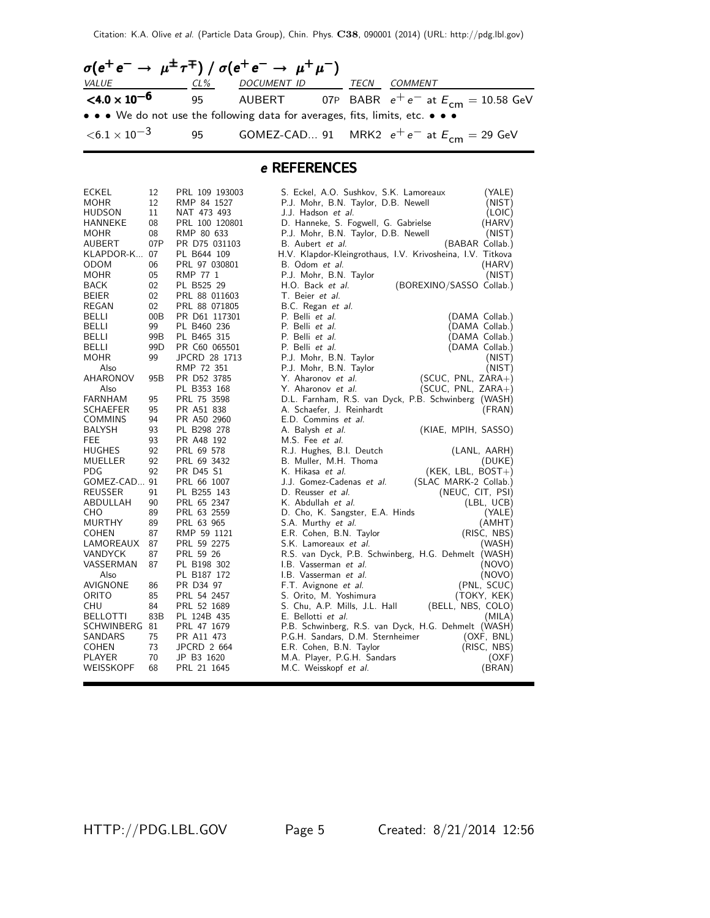### $\sigma(e^+e^- \to \mu^\pm\tau^\mp) / \sigma(e^+e^- \to \mu^+\mu^-)$

| VALUE | CL% | DOCUMENT ID | | TECN | COMMENT |
|---|---|---|---|---|---|
| **$<4.0 \times 10^{-6}$** | 95 | AUBERT | 07P | BABR | $e^+e^-$ at $E_{\rm cm} = 10.58$ GeV |
| • • • We do not use the following data for averages, fits, limits, etc. • • • | | | | | |
| $<6.1 \times 10^{-3}$ | 95 | GOMEZ-CAD... | 91 | MRK2 | $e^+e^-$ at $E_{\rm cm} = 29$ GeV |

## *e* REFERENCES

| | | | | |
|---|---|---|---|---|
| ECKEL | 12 | PRL 109 193003 | S. Eckel, A.O. Sushkov, S.K. Lamoreaux | (YALE) |
| MOHR | 12 | RMP 84 1527 | P.J. Mohr, B.N. Taylor, D.B. Newell | (NIST) |
| HUDSON | 11 | NAT 473 493 | J.J. Hadson *et al.* | (LOIC) |
| HANNEKE | 08 | PRL 100 120801 | D. Hanneke, S. Fogwell, G. Gabrielse | (HARV) |
| MOHR | 08 | RMP 80 633 | P.J. Mohr, B.N. Taylor, D.B. Newell | (NIST) |
| AUBERT | 07P | PR D75 031103 | B. Aubert *et al.* | (BABAR Collab.) |
| KLAPDOR-K... | 07 | PL B644 109 | H.V. Klapdor-Kleingrothaus, I.V. Krivosheina, I.V. Titkova | |
| ODOM | 06 | PRL 97 030801 | B. Odom *et al.* | (HARV) |
| MOHR | 05 | RMP 77 1 | P.J. Mohr, B.N. Taylor | (NIST) |
| BACK | 02 | PL B525 29 | H.O. Back *et al.* | (BOREXINO/SASSO Collab.) |
| BEIER | 02 | PRL 88 011603 | T. Beier *et al.* | |
| REGAN | 02 | PRL 88 071805 | B.C. Regan *et al.* | |
| BELLI | 00B | PR D61 117301 | P. Belli *et al.* | (DAMA Collab.) |
| BELLI | 99 | PL B460 236 | P. Belli *et al.* | (DAMA Collab.) |
| BELLI | 99B | PL B465 315 | P. Belli *et al.* | (DAMA Collab.) |
| BELLI | 99D | PR C60 065501 | P. Belli *et al.* | (DAMA Collab.) |
| MOHR | 99 | JPCRD 28 1713 | P.J. Mohr, B.N. Taylor | (NIST) |
| Also | | RMP 72 351 | P.J. Mohr, B.N. Taylor | (NIST) |
| AHARONOV | 95B | PR D52 3785 | Y. Aharonov *et al.* | (SCUC, PNL, ZARA+) |
| Also | | PL B353 168 | Y. Aharonov *et al.* | (SCUC, PNL, ZARA+) |
| FARNHAM | 95 | PRL 75 3598 | D.L. Farnham, R.S. van Dyck, P.B. Schwinberg | (WASH) |
| SCHAEFER | 95 | PR A51 838 | A. Schaefer, J. Reinhardt | (FRAN) |
| COMMINS | 94 | PR A50 2960 | E.D. Commins *et al.* | |
| BALYSH | 93 | PL B298 278 | A. Balysh *et al.* | (KIAE, MPIH, SASSO) |
| FEE | 93 | PR A48 192 | M.S. Fee *et al.* | |
| HUGHES | 92 | PRL 69 578 | R.J. Hughes, B.I. Deutch | (LANL, AARH) |
| MUELLER | 92 | PRL 69 3432 | B. Muller, M.H. Thoma | (DUKE) |
| PDG | 92 | PR D45 S1 | K. Hikasa *et al.* | (KEK, LBL, BOST+) |
| GOMEZ-CAD... | 91 | PRL 66 1007 | J.J. Gomez-Cadenas *et al.* | (SLAC MARK-2 Collab.) |
| REUSSER | 91 | PL B255 143 | D. Reusser *et al.* | (NEUC, CIT, PSI) |
| ABDULLAH | 90 | PRL 65 2347 | K. Abdullah *et al.* | (LBL, UCB) |
| CHO | 89 | PRL 63 2559 | D. Cho, K. Sangster, E.A. Hinds | (YALE) |
| MURTHY | 89 | PRL 63 965 | S.A. Murthy *et al.* | (AMHT) |
| COHEN | 87 | RMP 59 1121 | E.R. Cohen, B.N. Taylor | (RISC, NBS) |
| LAMOREAUX | 87 | PRL 59 2275 | S.K. Lamoreaux *et al.* | (WASH) |
| VANDYCK | 87 | PRL 59 26 | R.S. van Dyck, P.B. Schwinberg, H.G. Dehmelt | (WASH) |
| VASSERMAN | 87 | PL B198 302 | I.B. Vasserman *et al.* | (NOVO) |
| Also | | PL B187 172 | I.B. Vasserman *et al.* | (NOVO) |
| AVIGNONE | 86 | PR D34 97 | F.T. Avignone *et al.* | (PNL, SCUC) |
| ORITO | 85 | PRL 54 2457 | S. Orito, M. Yoshimura | (TOKY, KEK) |
| CHU | 84 | PRL 52 1689 | S. Chu, A.P. Mills, J.L. Hall | (BELL, NBS, COLO) |
| BELLOTTI | 83B | PL 124B 435 | E. Bellotti *et al.* | (MILA) |
| SCHWINBERG | 81 | PRL 47 1679 | P.B. Schwinberg, R.S. van Dyck, H.G. Dehmelt | (WASH) |
| SANDARS | 75 | PR A11 473 | P.G.H. Sandars, D.M. Sternheimer | (OXF, BNL) |
| COHEN | 73 | JPCRD 2 664 | E.R. Cohen, B.N. Taylor | (RISC, NBS) |
| PLAYER | 70 | JP B3 1620 | M.A. Player, P.G.H. Sandars | (OXF) |
| WEISSKOPF | 68 | PRL 21 1645 | M.C. Weisskopf *et al.* | (BRAN) |